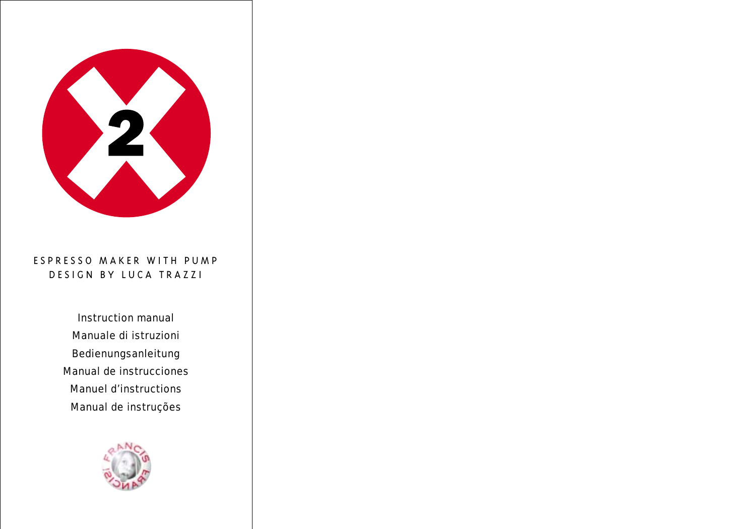2

ESPRESSO MAKER WITH PUMP
DESIGN BY LUCA TRAZZI

Instruction manual
Manuale di istruzioni
Bedienungsanleitung
Manual de instrucciones
Manuel d'instructions
Manual de instruções

FRANCIS FRANCIS!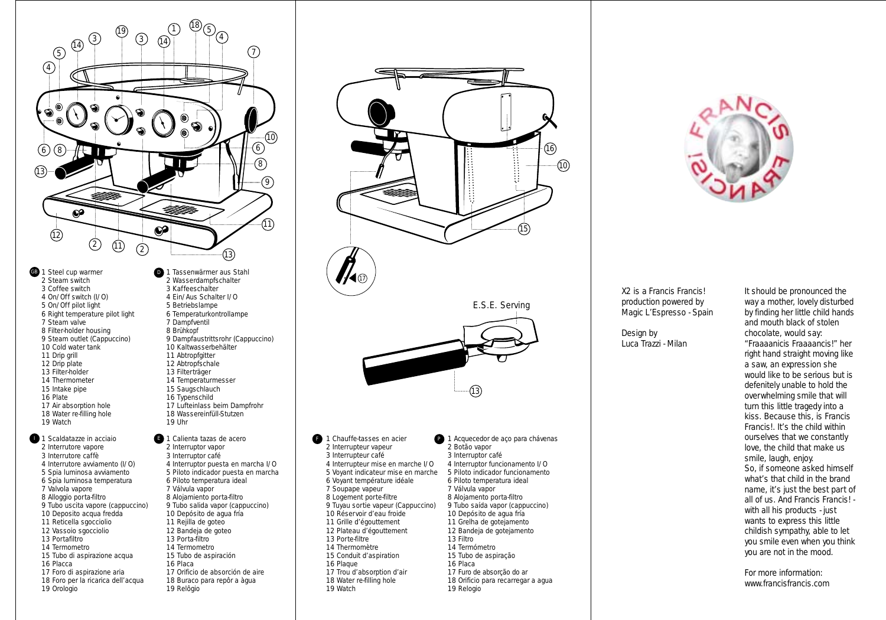**GB**

1 Steel cup warmer
2 Steam switch
3 Coffee switch
4 On/Off switch (I/O)
5 On/Off pilot light
6 Right temperature pilot light
7 Steam valve
8 Filter-holder housing
9 Steam outlet (Cappuccino)
10 Cold water tank
11 Drip grill
12 Drip plate
13 Filter-holder
14 Thermometer
15 Intake pipe
16 Plate
17 Air absorption hole
18 Water re-filling hole
19 Watch

**D**

1 Tassenwärmer aus Stahl
2 Wasserdampfschalter
3 Kaffeeschalter
4 Ein/Aus Schalter I/O
5 Betriebslampe
6 Temperaturkontrollampe
7 Dampfventil
8 Brühkopf
9 Dampfaustrittsrohr (Cappuccino)
10 Kaltwasserbehälter
11 Abtropfgitter
12 Abtropfschale
13 Filterträger
14 Temperaturmesser
15 Saugschlauch
16 Typenschild
17 Lufteinlass beim Dampfrohr
18 Wassereinfüll-Stutzen
19 Uhr

**I**

1 Scaldatazze in acciaio
2 Interrutore vapore
3 Interrutore caffè
4 Interrutore avviamento (I/O)
5 Spia luminosa avviamento
6 Spia luminosa temperatura
7 Valvola vapore
8 Alloggio porta-filtro
9 Tubo uscita vapore (cappuccino)
10 Deposito acqua fredda
11 Reticella sgocciolio
12 Vassoio sgocciolio
13 Portafiltro
14 Termometro
15 Tubo di aspirazione acqua
16 Placca
17 Foro di aspirazione aria
18 Foro per la ricarica dell'acqua
19 Orologio

**E**

1 Calienta tazas de acero
2 Interruptor vapor
3 Interruptor café
4 Interruptor puesta en marcha I/O
5 Piloto indicador puesta en marcha
6 Piloto temperatura ideal
7 Válvula vapor
8 Alojamiento porta-filtro
9 Tubo salida vapor (cappuccino)
10 Depósito de agua fría
11 Rejilla de goteo
12 Bandeja de goteo
13 Porta-filtro
14 Termometro
15 Tubo de aspiración
16 Placa
17 Orificio de absorción de aire
18 Buraco para repôr a àgua
19 Relôgio

E.S.E. Serving

**F**

1 Chauffe-tasses en acier
2 Interrupteur vapeur
3 Interrupteur café
4 Interrupteur mise en marche I/O
5 Voyant indicateur mise en marche
6 Voyant température idéale
7 Soupape vapeur
8 Logement porte-filtre
9 Tuyau sortie vapeur (Cappuccino)
10 Réservoir d'eau froide
11 Grille d'égouttement
12 Plateau d'égouttement
13 Porte-filtre
14 Thermomètre
15 Conduit d'aspiration
16 Plaque
17 Trou d'absorption d'air
18 Water re-filling hole
19 Watch

**P**

1 Acquecedor de aço para chávenas
2 Botão vapor
3 Interruptor café
4 Interruptor funcionamento I/O
5 Piloto indicador funcionamento
6 Piloto temperatura ideal
7 Válvula vapor
8 Alojamento porta-filtro
9 Tubo saída vapor (cappuccino)
10 Depósito de agua fria
11 Grelha de gotejamento
12 Bandeja de gotejamento
13 Filtro
14 Termómetro
15 Tubo de aspiração
16 Placa
17 Furo de absorção do ar
18 Orificio para recarregar a agua
19 Relogio

X2 is a Francis Francis! production powered by Magic L'Espresso - Spain

Design by Luca Trazzi - Milan

It should be pronounced the way a mother, lovely disturbed by finding her little child hands and mouth black of stolen chocolate, would say: "Fraaaanicis Fraaaancis!" her right hand straight moving like a saw, an expression she would like to be serious but is definitely unable to hold the overwhelming smile that will turn this little tragedy into a kiss. Because this, is Francis Francis!. It's the child within ourselves that we constantly love, the child that make us smile, laugh, enjoy.
So, if someone asked himself what's that child in the brand name, it's just the best part of all of us. And Francis Francis! - with all his products - just wants to express this little childish sympathy, able to let you smile even when you think you are not in the mood.

For more information:
www.francisfrancis.com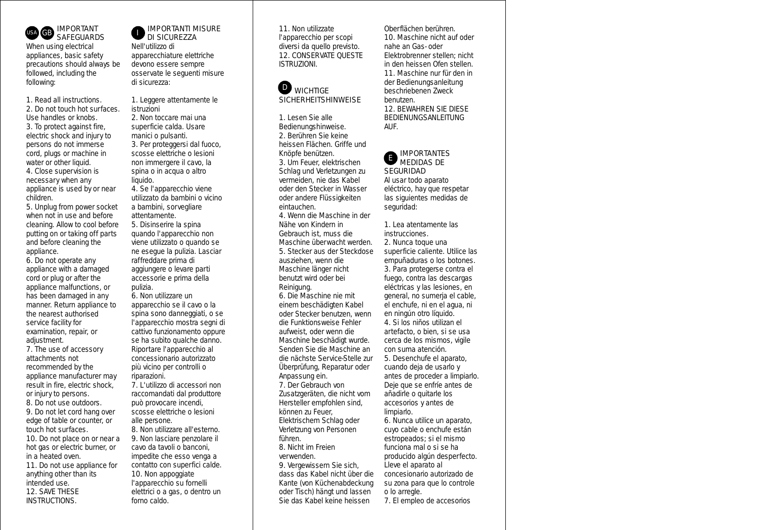## USA GB IMPORTANT SAFEGUARDS

When using electrical appliances, basic safety precautions should always be followed, including the following:

1. Read all instructions.
2. Do not touch hot surfaces. Use handles or knobs.
3. To protect against fire, electric shock and injury to persons do not immerse cord, plugs or machine in water or other liquid.
4. Close supervision is necessary when any appliance is used by or near children.
5. Unplug from power socket when not in use and before cleaning. Allow to cool before putting on or taking off parts and before cleaning the appliance.
6. Do not operate any appliance with a damaged cord or plug or after the appliance malfunctions, or has been damaged in any manner. Return appliance to the nearest authorised service facility for examination, repair, or adjustment.
7. The use of accessory attachments not recommended by the appliance manufacturer may result in fire, electric shock, or injury to persons.
8. Do not use outdoors.
9. Do not let cord hang over edge of table or counter, or touch hot surfaces.
10. Do not place on or near a hot gas or electric burner, or in a heated oven.
11. Do not use appliance for anything other than its intended use.
12. SAVE THESE INSTRUCTIONS.

## I IMPORTANTI MISURE DI SICUREZZA

Nell'utilizzo di apparecchiature elettriche devono essere sempre osservate le seguenti misure di sicurezza:

1. Leggere attentamente le istruzioni
2. Non toccare mai una superficie calda. Usare manici o pulsanti.
3. Per proteggersi dal fuoco, scosse elettriche o lesioni non immergere il cavo, la spina o in acqua o altro liquido.
4. Se l'apparecchio viene utilizzato da bambini o vicino a bambini, sorvegliare attentamente.
5. Disinserire la spina quando l'apparecchio non viene utilizzato o quando se ne esegue la pulizia. Lasciar raffreddare prima di aggiungere o levare parti accessorie e prima della pulizia.
6. Non utilizzare un apparecchio se il cavo o la spina sono danneggiati, o se l'apparecchio mostra segni di cattivo funzionamento oppure se ha subito qualche danno. Riportare l'apparecchio al concessionario autorizzato più vicino per controlli o riparazioni.
7. L'utilizzo di accessori non raccomandati dal produttore può provocare incendi, scosse elettriche o lesioni alle persone.
8. Non utilizzare all'esterno.
9. Non lasciare penzolare il cavo da tavoli o banconi, impedite che esso venga a contatto con superfici calde.
10. Non appoggiate l'apparecchio su fornelli elettrici o a gas, o dentro un forno caldo.
11. Non utilizzate l'apparecchio per scopi diversi da quello previsto.
12. CONSERVATE QUESTE ISTRUZIONI.

## D WICHTIGE SICHERHEITSHINWEISE

1. Lesen Sie alle Bedienungshinweise.
2. Berühren Sie keine heissen Flächen. Griffe und Knöpfe benützen.
3. Um Feuer, elektrischen Schlag und Verletzungen zu vermeiden, nie das Kabel oder den Stecker in Wasser oder andere Flüssigkeiten eintauchen.
4. Wenn die Maschine in der Nähe von Kindern in Gebrauch ist, muss die Maschine überwacht werden.
5. Stecker aus der Steckdose ausziehen, wenn die Maschine länger nicht benutzt wird oder bei Reinigung.
6. Die Maschine nie mit einem beschädigten Kabel oder Stecker benutzen, wenn die Funktionsweise Fehler aufweist, oder wenn die Maschine beschädigt wurde. Senden Sie die Maschine an die nächste Service-Stelle zur Überprüfung, Reparatur oder Anpassung ein.
7. Der Gebrauch von Zusatzgeräten, die nicht vom Hersteller empfohlen sind, können zu Feuer, Elektrischem Schlag oder Verletzung von Personen führen.
8. Nicht im Freien verwenden.
9. Vergewissern Sie sich, dass das Kabel nicht über die Kante (von Küchenabdeckung oder Tisch) hängt und lassen Sie das Kabel keine heissen Oberflächen berühren.
10. Maschine nicht auf oder nahe an Gas- oder Elektrobrenner stellen; nicht in den heissen Ofen stellen.
11. Maschine nur für den in der Bedienungsanleitung beschriebenen Zweck benutzen.
12. BEWAHREN SIE DIESE BEDIENUNGSANLEITUNG AUF.

## E IMPORTANTES MEDIDAS DE SEGURIDAD

Al usar todo aparato eléctrico, hay que respetar las siguientes medidas de seguridad:

1. Lea atentamente las instrucciones.
2. Nunca toque una superficie caliente. Utilice las empuñaduras o los botones.
3. Para protegerse contra el fuego, contra las descargas eléctricas y las lesiones, en general, no sumerja el cable, el enchufe, ni en el agua, ni en ningún otro líquido.
4. Si los niños utilizan el artefacto, o bien, si se usa cerca de los mismos, vigile con suma atención.
5. Desenchufe el aparato, cuando deja de usarlo y antes de proceder a limpiarlo. Deje que se enfríe antes de añadirle o quitarle los accesorios y antes de limpiarlo.
6. Nunca utilice un aparato, cuyo cable o enchufe están estropeados; si el mismo funciona mal o si se ha producido algún desperfecto. Lleve el aparato al concesionario autorizado de su zona para que lo controle o lo arregle.
7. El empleo de accesorios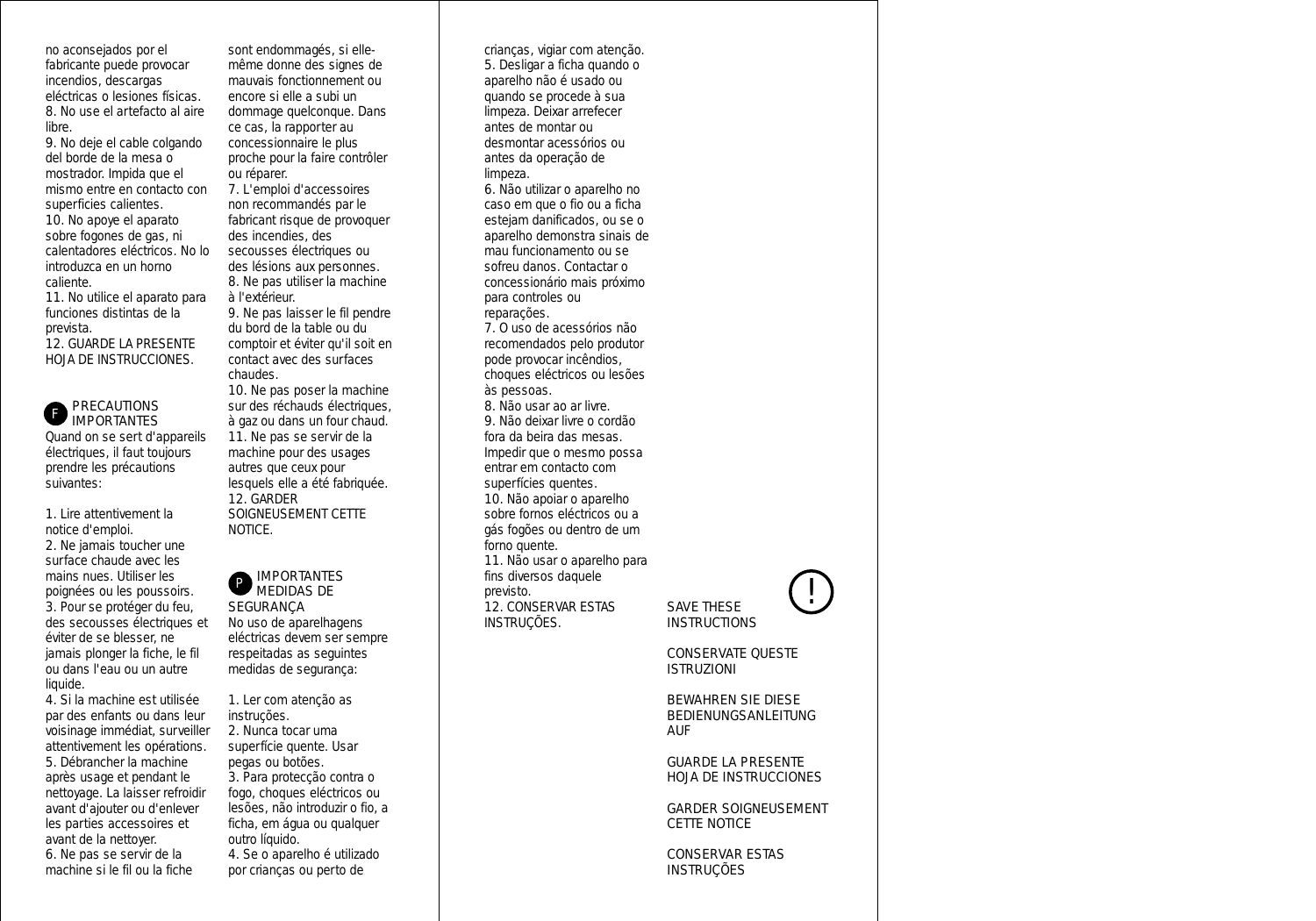no aconsejados por el fabricante puede provocar incendios, descargas eléctricas o lesiones físicas.
8. No use el artefacto al aire libre.
9. No deje el cable colgando del borde de la mesa o mostrador. Impida que el mismo entre en contacto con superficies calientes.
10. No apoye el aparato sobre fogones de gas, ni calentadores eléctricos. No lo introduzca en un horno caliente.
11. No utilice el aparato para funciones distintas de la prevista.
12. GUARDE LA PRESENTE HOJA DE INSTRUCCIONES.

## F PRECAUTIONS IMPORTANTES

Quand on se sert d'appareils électriques, il faut toujours prendre les précautions suivantes:

1. Lire attentivement la notice d'emploi.
2. Ne jamais toucher une surface chaude avec les mains nues. Utiliser les poignées ou les poussoirs.
3. Pour se protéger du feu, des secousses électriques et éviter de se blesser, ne jamais plonger la fiche, le fil ou dans l'eau ou un autre liquide.
4. Si la machine est utilisée par des enfants ou dans leur voisinage immédiat, surveiller attentivement les opérations.
5. Débrancher la machine après usage et pendant le nettoyage. La laisser refroidir avant d'ajouter ou d'enlever les parties accessoires et avant de la nettoyer.
6. Ne pas se servir de la machine si le fil ou la fiche sont endommagés, si elle-même donne des signes de mauvais fonctionnement ou encore si elle a subi un dommage quelconque. Dans ce cas, la rapporter au concessionnaire le plus proche pour la faire contrôler ou réparer.
7. L'emploi d'accessoires non recommandés par le fabricant risque de provoquer des incendies, des secousses électriques ou des lésions aux personnes.
8. Ne pas utiliser la machine à l'extérieur.
9. Ne pas laisser le fil pendre du bord de la table ou du comptoir et éviter qu'il soit en contact avec des surfaces chaudes.
10. Ne pas poser la machine sur des réchauds électriques, à gaz ou dans un four chaud.
11. Ne pas se servir de la machine pour des usages autres que ceux pour lesquels elle a été fabriquée.
12. GARDER SOIGNEUSEMENT CETTE NOTICE.

## P IMPORTANTES MEDIDAS DE SEGURANÇA

No uso de aparelhagens eléctricas devem ser sempre respeitadas as seguintes medidas de segurança:

1. Ler com atenção as instruções.
2. Nunca tocar uma superfície quente. Usar pegas ou botões.
3. Para protecção contra o fogo, choques eléctricos ou lesões, não introduzir o fio, a ficha, em água ou qualquer outro líquido.
4. Se o aparelho é utilizado por crianças ou perto de crianças, vigiar com atenção.
5. Desligar a ficha quando o aparelho não é usado ou quando se procede à sua limpeza. Deixar arrefecer antes de montar ou desmontar acessórios ou antes da operação de limpeza.
6. Não utilizar o aparelho no caso em que o fio ou a ficha estejam danificados, ou se o aparelho demonstra sinais de mau funcionamento ou se sofreu danos. Contactar o concessionário mais próximo para controles ou reparações.
7. O uso de acessórios não recomendados pelo produtor pode provocar incêndios, choques eléctricos ou lesões às pessoas.
8. Não usar ao ar livre.
9. Não deixar livre o cordão fora da beira das mesas. Impedir que o mesmo possa entrar em contacto com superfícies quentes.
10. Não apoiar o aparelho sobre fornos eléctricos ou a gás fogões ou dentro de um forno quente.
11. Não usar o aparelho para fins diversos daquele previsto.
12. CONSERVAR ESTAS INSTRUÇÕES.

!

SAVE THESE INSTRUCTIONS

CONSERVATE QUESTE ISTRUZIONI

BEWAHREN SIE DIESE BEDIENUNGSANLEITUNG AUF

GUARDE LA PRESENTE HOJA DE INSTRUCCIONES

GARDER SOIGNEUSEMENT CETTE NOTICE

CONSERVAR ESTAS INSTRUÇÕES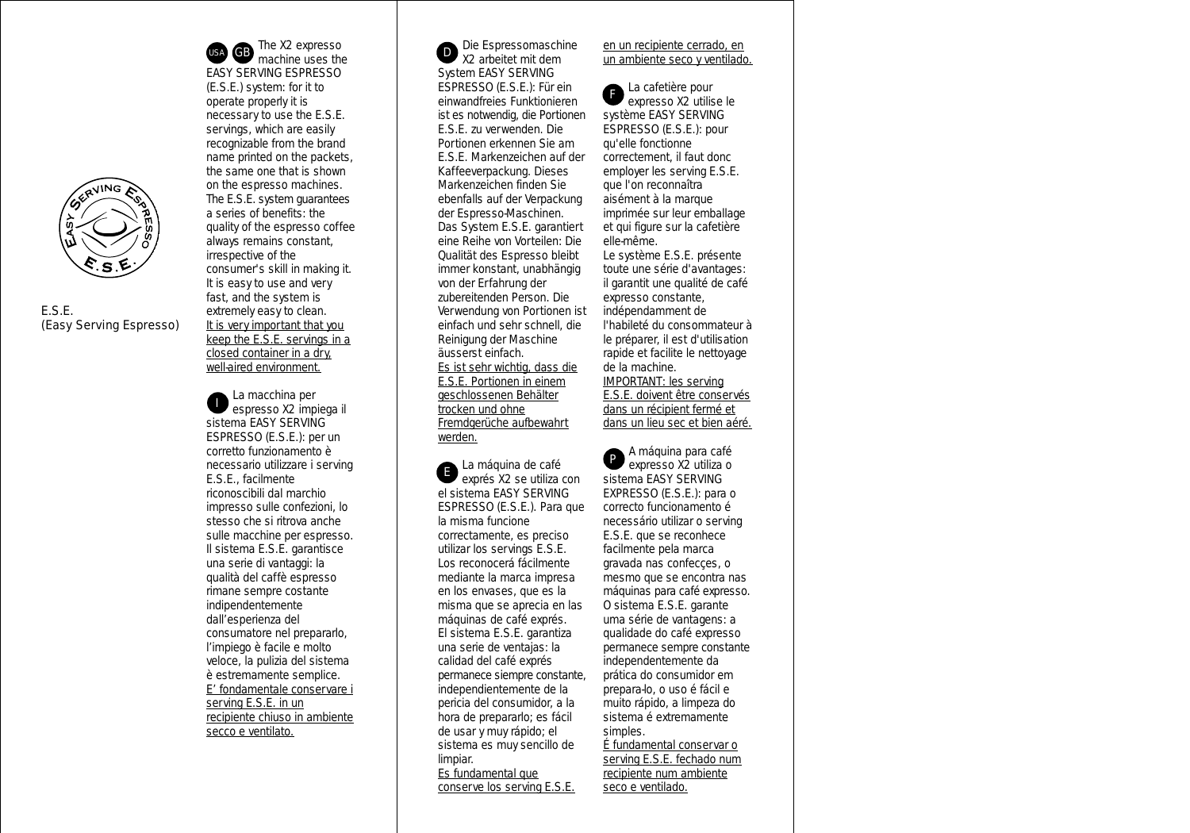E.S.E.
(Easy Serving Espresso)

USA GB The X2 expresso machine uses the EASY SERVING ESPRESSO (E.S.E.) system: for it to operate properly it is necessary to use the E.S.E. servings, which are easily recognizable from the brand name printed on the packets, the same one that is shown on the espresso machines. The E.S.E. system guarantees a series of benefits: the quality of the espresso coffee always remains constant, irrespective of the consumer's skill in making it. It is easy to use and very fast, and the system is extremely easy to clean.
It is very important that you keep the E.S.E. servings in a closed container in a dry, well-aired environment.

I La macchina per espresso X2 impiega il sistema EASY SERVING ESPRESSO (E.S.E.): per un corretto funzionamento è necessario utilizzare i serving E.S.E., facilmente riconoscibili dal marchio impresso sulle confezioni, lo stesso che si ritrova anche sulle macchine per espresso. Il sistema E.S.E. garantisce una serie di vantaggi: la qualità del caffè espresso rimane sempre costante indipendentemente dall'esperienza del consumatore nel prepararlo, l'impiego è facile e molto veloce, la pulizia del sistema è estremamente semplice.
E' fondamentale conservare i serving E.S.E. in un recipiente chiuso in ambiente secco e ventilato.

D Die Espressomaschine X2 arbeitet mit dem System EASY SERVING ESPRESSO (E.S.E.): Für ein einwandfreies Funktionieren ist es notwendig, die Portionen E.S.E. zu verwenden. Die Portionen erkennen Sie am E.S.E. Markenzeichen auf der Kaffeeverpackung. Dieses Markenzeichen finden Sie ebenfalls auf der Verpackung der Espresso-Maschinen.
Das System E.S.E. garantiert eine Reihe von Vorteilen: Die Qualität des Espresso bleibt immer konstant, unabhängig von der Erfahrung der zubereitenden Person. Die Verwendung von Portionen ist einfach und sehr schnell, die Reinigung der Maschine äusserst einfach.
Es ist sehr wichtig, dass die E.S.E. Portionen in einem geschlossenen Behälter trocken und ohne Fremdgerüche aufbewahrt werden.

E La máquina de café exprés X2 se utiliza con el sistema EASY SERVING ESPRESSO (E.S.E.). Para que la misma funcione correctamente, es preciso utilizar los servings E.S.E. Los reconocerá fácilmente mediante la marca impresa en los envases, que es la misma que se aprecia en las máquinas de café exprés.
El sistema E.S.E. garantiza una serie de ventajas: la calidad del café exprés permanece siempre constante, independientemente de la pericia del consumidor, a la hora de prepararlo; es fácil de usar y muy rápido; el sistema es muy sencillo de limpiar.
Es fundamental que conserve los serving E.S.E. en un recipiente cerrado, en un ambiente seco y ventilado.

F La cafetière pour expresso X2 utilise le système EASY SERVING ESPRESSO (E.S.E.): pour qu'elle fonctionne correctement, il faut donc employer les serving E.S.E. que l'on reconnaîtra aisément à la marque imprimée sur leur emballage et qui figure sur la cafetière elle-même.
Le système E.S.E. présente toute une série d'avantages: il garantit une qualité de café expresso constante, indépendamment de l'habileté du consommateur à le préparer, il est d'utilisation rapide et facilite le nettoyage de la machine.
IMPORTANT: les serving E.S.E. doivent être conservés dans un récipient fermé et dans un lieu sec et bien aéré.

P A máquina para café expresso X2 utiliza o sistema EASY SERVING EXPRESSO (E.S.E.): para o correcto funcionamento é necessário utilizar o serving E.S.E. que se reconhece facilmente pela marca gravada nas confecções, o mesmo que se encontra nas máquinas para café expresso. O sistema E.S.E. garante uma série de vantagens: a qualidade do café expresso permanece sempre constante independentemente da prática do consumidor em prepara-lo, o uso é fácil e muito rápido, a limpeza do sistema é extremamente simples.
É fundamental conservar o serving E.S.E. fechado num recipiente num ambiente seco e ventilado.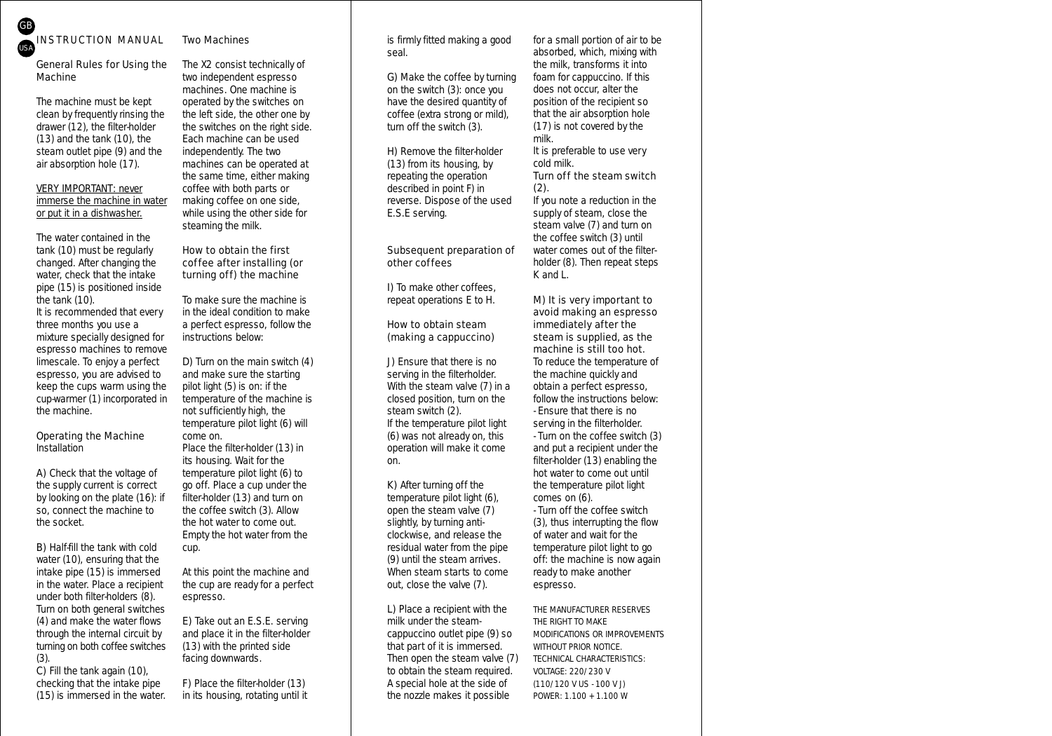# INSTRUCTION MANUAL

## General Rules for Using the Machine

The machine must be kept clean by frequently rinsing the drawer (12), the filter-holder (13) and the tank (10), the steam outlet pipe (9) and the air absorption hole (17).

VERY IMPORTANT: never immerse the machine in water or put it in a dishwasher.

The water contained in the tank (10) must be regularly changed. After changing the water, check that the intake pipe (15) is positioned inside the tank (10).
It is recommended that every three months you use a mixture specially designed for espresso machines to remove limescale. To enjoy a perfect espresso, you are advised to keep the cups warm using the cup-warmer (1) incorporated in the machine.

## Operating the Machine

### Installation

A) Check that the voltage of the supply current is correct by looking on the plate (16): if so, connect the machine to the socket.

B) Half-fill the tank with cold water (10), ensuring that the intake pipe (15) is immersed in the water. Place a recipient under both filter-holders (8). Turn on both general switches (4) and make the water flows through the internal circuit by turning on both coffee switches (3).
C) Fill the tank again (10), checking that the intake pipe (15) is immersed in the water.

## Two Machines

The X2 consist technically of two independent espresso machines. One machine is operated by the switches on the left side, the other one by the switches on the right side. Each machine can be used independently. The two machines can be operated at the same time, either making coffee with both parts or making coffee on one side, while using the other side for steaming the milk.

## How to obtain the first coffee after installing (or turning off) the machine

To make sure the machine is in the ideal condition to make a perfect espresso, follow the instructions below:

D) Turn on the main switch (4) and make sure the starting pilot light (5) is on: if the temperature of the machine is not sufficiently high, the temperature pilot light (6) will come on.
Place the filter-holder (13) in its housing. Wait for the temperature pilot light (6) to go off. Place a cup under the filter-holder (13) and turn on the coffee switch (3). Allow the hot water to come out. Empty the hot water from the cup.

At this point the machine and the cup are ready for a perfect espresso.

E) Take out an E.S.E. serving and place it in the filter-holder (13) with the printed side facing downwards.

F) Place the filter-holder (13) in its housing, rotating until it is firmly fitted making a good seal.

G) Make the coffee by turning on the switch (3): once you have the desired quantity of coffee (extra strong or mild), turn off the switch (3).

H) Remove the filter-holder (13) from its housing, by repeating the operation described in point F) in reverse. Dispose of the used E.S.E serving.

## Subsequent preparation of other coffees

I) To make other coffees, repeat operations E to H.

## How to obtain steam (making a cappuccino)

J) Ensure that there is no serving in the filterholder. With the steam valve (7) in a closed position, turn on the steam switch (2).
If the temperature pilot light (6) was not already on, this operation will make it come on.

K) After turning off the temperature pilot light (6), open the steam valve (7) slightly, by turning anti-clockwise, and release the residual water from the pipe (9) until the steam arrives. When steam starts to come out, close the valve (7).

L) Place a recipient with the milk under the steam-cappuccino outlet pipe (9) so that part of it is immersed. Then open the steam valve (7) to obtain the steam required. A special hole at the side of the nozzle makes it possible for a small portion of air to be absorbed, which, mixing with the milk, transforms it into foam for cappuccino. If this does not occur, alter the position of the recipient so that the air absorption hole (17) is not covered by the milk.
It is preferable to use very cold milk.
Turn off the steam switch (2).
If you note a reduction in the supply of steam, close the steam valve (7) and turn on the coffee switch (3) until water comes out of the filter-holder (8). Then repeat steps K and L.

M) It is very important to avoid making an espresso immediately after the steam is supplied, as the machine is still too hot.
To reduce the temperature of the machine quickly and obtain a perfect espresso, follow the instructions below:
- Ensure that there is no serving in the filterholder.
- Turn on the coffee switch (3) and put a recipient under the filter-holder (13) enabling the hot water to come out until the temperature pilot light comes on (6).
- Turn off the coffee switch (3), thus interrupting the flow of water and wait for the temperature pilot light to go off: the machine is now again ready to make another espresso.

THE MANUFACTURER RESERVES THE RIGHT TO MAKE MODIFICATIONS OR IMPROVEMENTS WITHOUT PRIOR NOTICE.
TECHNICAL CHARACTERISTICS:
VOLTAGE: 220/230 V
(110/120 V US - 100 V J)
POWER: 1.100 + 1.100 W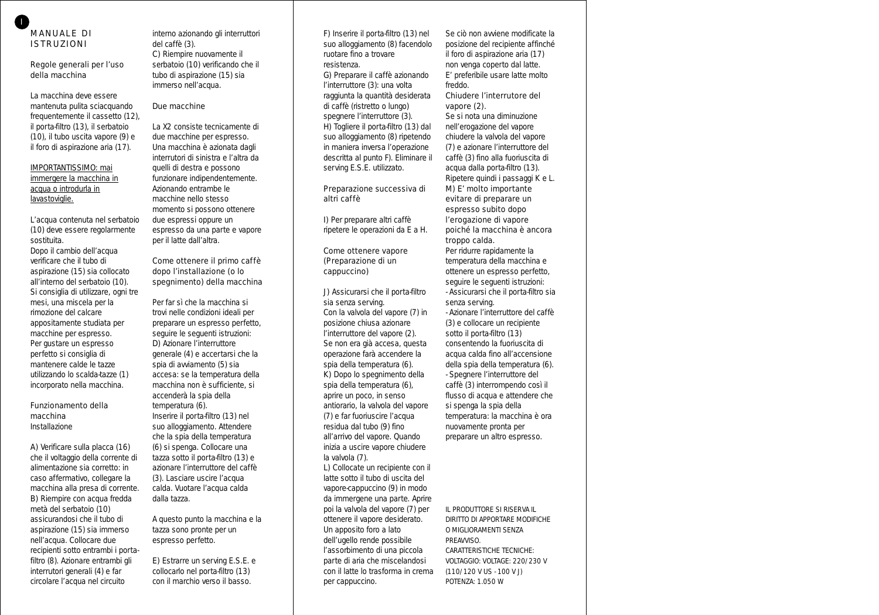# MANUALE DI ISTRUZIONI

## Regole generali per l'uso della macchina

La macchina deve essere mantenuta pulita sciacquando frequentemente il cassetto (12), il porta-filtro (13), il serbatoio (10), il tubo uscita vapore (9) e il foro di aspirazione aria (17).

IMPORTANTISSIMO: mai immergere la macchina in acqua o introdurla in lavastoviglie.

L'acqua contenuta nel serbatoio (10) deve essere regolarmente sostituita.
Dopo il cambio dell'acqua verificare che il tubo di aspirazione (15) sia collocato all'interno del serbatoio (10).
Si consiglia di utilizzare, ogni tre mesi, una miscela per la rimozione del calcare appositamente studiata per macchine per espresso.
Per gustare un espresso perfetto si consiglia di mantenere calde le tazze utilizzando lo scalda-tazze (1) incorporato nella macchina.

## Funzionamento della macchina

### Installazione

A) Verificare sulla placca (16) che il voltaggio della corrente di alimentazione sia corretto: in caso affermativo, collegare la macchina alla presa di corrente.
B) Riempire con acqua fredda metà del serbatoio (10) assicurandosi che il tubo di aspirazione (15) sia immerso nell'acqua. Collocare due recipienti sotto entrambi i porta-filtro (8). Azionare entrambi gli interrutori generali (4) e far circolare l'acqua nel circuito interno azionando gli interruttori del caffè (3).
C) Riempire nuovamente il serbatoio (10) verificando che il tubo di aspirazione (15) sia immerso nell'acqua.

## Due macchine

La X2 consiste tecnicamente di due macchine per espresso. Una macchina è azionata dagli interrutori di sinistra e l'altra da quelli di destra e possono funzionare indipendentemente. Azionando entrambe le macchine nello stesso momento si possono ottenere due espressi oppure un espresso da una parte e vapore per il latte dall'altra.

## Come ottenere il primo caffè dopo l'installazione (o lo spegnimento) della macchina

Per far sì che la macchina si trovi nelle condizioni ideali per preparare un espresso perfetto, seguire le seguenti istruzioni:
D) Azionare l'interruttore generale (4) e accertarsi che la spia di avviamento (5) sia accesa: se la temperatura della macchina non è sufficiente, si accenderà la spia della temperatura (6).
Inserire il porta-filtro (13) nel suo alloggiamento. Attendere che la spia della temperatura (6) si spenga. Collocare una tazza sotto il porta-filtro (13) e azionare l'interruttore del caffè (3). Lasciare uscire l'acqua calda. Vuotare l'acqua calda dalla tazza.

A questo punto la macchina e la tazza sono pronte per un espresso perfetto.

E) Estrarre un serving E.S.E. e collocarlo nel porta-filtro (13) con il marchio verso il basso.
F) Inserire il porta-filtro (13) nel suo alloggiamento (8) facendolo ruotare fino a trovare resistenza.
G) Preparare il caffè azionando l'interruttore (3): una volta raggiunta la quantità desiderata di caffè (ristretto o lungo) spegnere l'interruttore (3).
H) Togliere il porta-filtro (13) dal suo alloggiamento (8) ripetendo in maniera inversa l'operazione descritta al punto F). Eliminare il serving E.S.E. utilizzato.

## Preparazione successiva di altri caffè

I) Per preparare altri caffè ripetere le operazioni da E a H.

## Come ottenere vapore (Preparazione di un cappuccino)

J) Assicurarsi che il porta-filtro sia senza serving.
Con la valvola del vapore (7) in posizione chiusa azionare l'interruttore del vapore (2).
Se non era già accesa, questa operazione farà accendere la spia della temperatura (6).
K) Dopo lo spegnimento della spia della temperatura (6), aprire un poco, in senso antiorario, la valvola del vapore (7) e far fuoriuscire l'acqua residua dal tubo (9) fino all'arrivo del vapore. Quando inizia a uscire vapore chiudere la valvola (7).
L) Collocate un recipiente con il latte sotto il tubo di uscita del vapore-cappuccino (9) in modo da immergene una parte. Aprire poi la valvola del vapore (7) per ottenere il vapore desiderato.
Un apposito foro a lato dell'ugello rende possibile l'assorbimento di una piccola parte di aria che miscelandosi con il latte lo trasforma in crema per cappuccino.
Se ciò non avviene modificate la posizione del recipiente affinché il foro di aspirazione aria (17) non venga coperto dal latte.
E' preferibile usare latte molto freddo.
Chiudere l'interrutore del vapore (2).
Se si nota una diminuzione nell'erogazione del vapore chiudere la valvola del vapore (7) e azionare l'interruttore del caffè (3) fino alla fuoriuscita di acqua dalla porta-filtro (13).
Ripetere quindi i passaggi K e L.
M) E' molto importante evitare di preparare un espresso subito dopo l'erogazione di vapore poiché la macchina è ancora troppo calda.
Per ridurre rapidamente la temperatura della macchina e ottenere un espresso perfetto, seguire le seguenti istruzioni:
- Assicurarsi che il porta-filtro sia senza serving.
- Azionare l'interruttore del caffè (3) e collocare un recipiente sotto il porta-filtro (13) consentendo la fuoriuscita di acqua calda fino all'accensione della spia della temperatura (6).
- Spegnere l'interruttore del caffè (3) interrompendo così il flusso di acqua e attendere che si spenga la spia della temperatura: la macchina è ora nuovamente pronta per preparare un altro espresso.

IL PRODUTTORE SI RISERVA IL DIRITTO DI APPORTARE MODIFICHE O MIGLIORAMENTI SENZA PREAVVISO.
CARATTERISTICHE TECNICHE:
VOLTAGGIO: VOLTAGE: 220/230 V (110/120 V US - 100 V J)
POTENZA: 1.050 W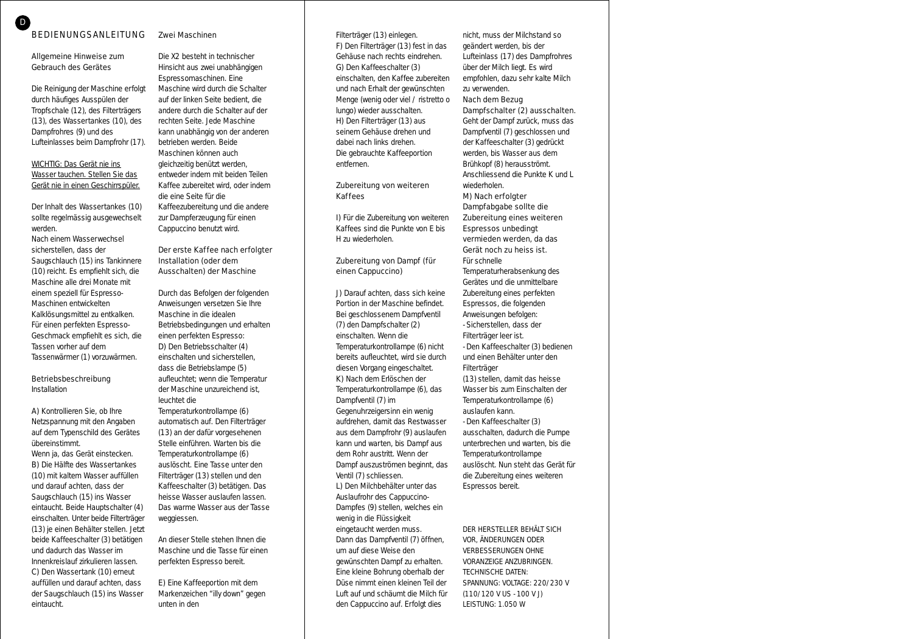## BEDIENUNGSANLEITUNG

### Allgemeine Hinweise zum Gebrauch des Gerätes

Die Reinigung der Maschine erfolgt durch häufiges Ausspülen der Tropfschale (12), des Filterträgers (13), des Wassertankes (10), des Dampfrohres (9) und des Lufteinlasses beim Dampfrohr (17).

WICHTIG: Das Gerät nie ins Wasser tauchen. Stellen Sie das Gerät nie in einen Geschirrspüler.

Der Inhalt des Wassertanks (10) sollte regelmässig ausgewechselt werden.
Nach einem Wasserwechsel sicherstellen, dass der Saugschlauch (15) ins Tankinnere (10) reicht. Es empfiehlt sich, die Maschine alle drei Monate mit einem speziell für Espresso-Maschinen entwickelten Kalklösungsmittel zu entkalken.
Für einen perfekten Espresso-Geschmack empfiehlt es sich, die Tassen vorher auf dem Tassenwärmer (1) vorzuwärmen.

### Betriebsbeschreibung Installation

A) Kontrollieren Sie, ob Ihre Netzspannung mit den Angaben auf dem Typenschild des Gerätes übereinstimmt.
Wenn ja, das Gerät einstecken.
B) Die Hälfte des Wassertankes (10) mit kaltem Wasser auffüllen und darauf achten, dass der Saugschlauch (15) ins Wasser eintaucht. Beide Hauptschalter (4) einschalten. Unter beide Filterträger (13) je einen Behälter stellen. Jetzt beide Kaffeeschalter (3) betätigen und dadurch das Wasser im Innenkreislauf zirkulieren lassen.
C) Den Wassertank (10) erneut auffüllen und darauf achten, dass der Saugschlauch (15) ins Wasser eintaucht.

### Zwei Maschinen

Die X2 besteht in technischer Hinsicht aus zwei unabhängigen Espressomaschinen. Eine Maschine wird durch die Schalter auf der linken Seite bedient, die andere durch die Schalter auf der rechten Seite. Jede Maschine kann unabhängig von der anderen betrieben werden. Beide Maschinen können auch gleichzeitig benützt werden, entweder indem mit beiden Teilen Kaffee zubereitet wird, oder indem die eine Seite für die Kaffeezubereitung und die andere zur Dampferzeugung für einen Cappuccino benutzt wird.

### Der erste Kaffee nach erfolgter Installation (oder dem Ausschalten) der Maschine

Durch das Befolgen der folgenden Anweisungen versetzen Sie Ihre Maschine in die idealen Betriebsbedingungen und erhalten einen perfekten Espresso:
D) Den Betriebsschalter (4) einschalten und sicherstellen, dass die Betriebslampe (5) aufleuchtet; wenn die Temperatur der Maschine unzureichend ist, leuchtet die Temperaturkontrollampe (6) automatisch auf. Den Filterträger (13) an der dafür vorgesehenen Stelle einführen. Warten bis die Temperaturkontrollampe (6) auslöscht. Eine Tasse unter den Filterträger (13) stellen und den Kaffeeschalter (3) betätigen. Das heisse Wasser auslaufen lassen. Das warme Wasser aus der Tasse weggiessen.

An dieser Stelle stehen Ihnen die Maschine und die Tasse für einen perfekten Espresso bereit.

E) Eine Kaffeeportion mit dem Markenzeichen “illy down” gegen unten in den Filterträger (13) einlegen.
F) Den Filterträger (13) fest in das Gehäuse nach rechts eindrehen.
G) Den Kaffeeschalter (3) einschalten, den Kaffee zubereiten und nach Erhalt der gewünschten Menge (wenig oder viel / ristretto o lungo) wieder ausschalten.
H) Den Filterträger (13) aus seinem Gehäuse drehen und dabei nach links drehen.
Die gebrauchte Kaffeeportion entfernen.

### Zubereitung von weiteren Kaffees

I) Für die Zubereitung von weiteren Kaffees sind die Punkte von E bis H zu wiederholen.

### Zubereitung von Dampf (für einen Cappuccino)

J) Darauf achten, dass sich keine Portion in der Maschine befindet. Bei geschlossenem Dampfventil (7) den Dampfschalter (2) einschalten. Wenn die Temperaturkontrollampe (6) nicht bereits aufleuchtet, wird sie durch diesen Vorgang eingeschaltet.
K) Nach dem Erlöschen der Temperaturkontrollampe (6), das Dampfventil (7) im Gegenuhrzeigersinn ein wenig aufdrehen, damit das Restwasser aus dem Dampfrohr (9) auslaufen kann und warten, bis Dampf aus dem Rohr austritt. Wenn der Dampf auszuströmen beginnt, das Ventil (7) schliessen.
L) Den Milchbehälter unter das Auslaufrohr des Cappuccino-Dampfes (9) stellen, welches ein wenig in die Flüssigkeit eingetaucht werden muss.
Dann das Dampfventil (7) öffnen, um auf diese Weise den gewünschten Dampf zu erhalten. Eine kleine Bohrung oberhalb der Düse nimmt einen kleinen Teil der Luft auf und schäumt die Milch für den Cappuccino auf. Erfolgt dies nicht, muss der Milchstand so geändert werden, bis der Lufteinlass (17) des Dampfrohres über der Milch liegt. Es wird empfohlen, dazu sehr kalte Milch zu verwenden.
Nach dem Bezug Dampfschalter (2) ausschalten. Geht der Dampf zurück, muss das Dampfventil (7) geschlossen und der Kaffeeschalter (3) gedrückt werden, bis Wasser aus dem Brühkopf (8) herausströmt.
Anschliessend die Punkte K und L wiederholen.
M) Nach erfolgter Dampfabgabe sollte die Zubereitung eines weiteren Espressos unbedingt vermieden werden, da das Gerät noch zu heiss ist.
Für schnelle Temperaturherabsenkung des Gerätes und die unmittelbare Zubereitung eines perfekten Espressos, die folgenden Anweisungen befolgen:
- Sicherstellen, dass der Filterträger leer ist.
- Den Kaffeeschalter (3) bedienen und einen Behälter unter den Filterträger (13) stellen, damit das heisse Wasser bis zum Einschalten der Temperaturkontrollampe (6) auslaufen kann.
- Den Kaffeeschalter (3) ausschalten, dadurch die Pumpe unterbrechen und warten, bis die Temperaturkontrollampe auslöscht. Nun steht das Gerät für die Zubereitung eines weiteren Espressos bereit.

DER HERSTELLER BEHÄLT SICH VOR, ÄNDERUNGEN ODER VERBESSERUNGEN OHNE VORANZEIGE ANZUBRINGEN.
TECHNISCHE DATEN:
SPANNUNG: VOLTAGE: 220/230 V (110/120 V US - 100 V J)
LEISTUNG: 1.050 W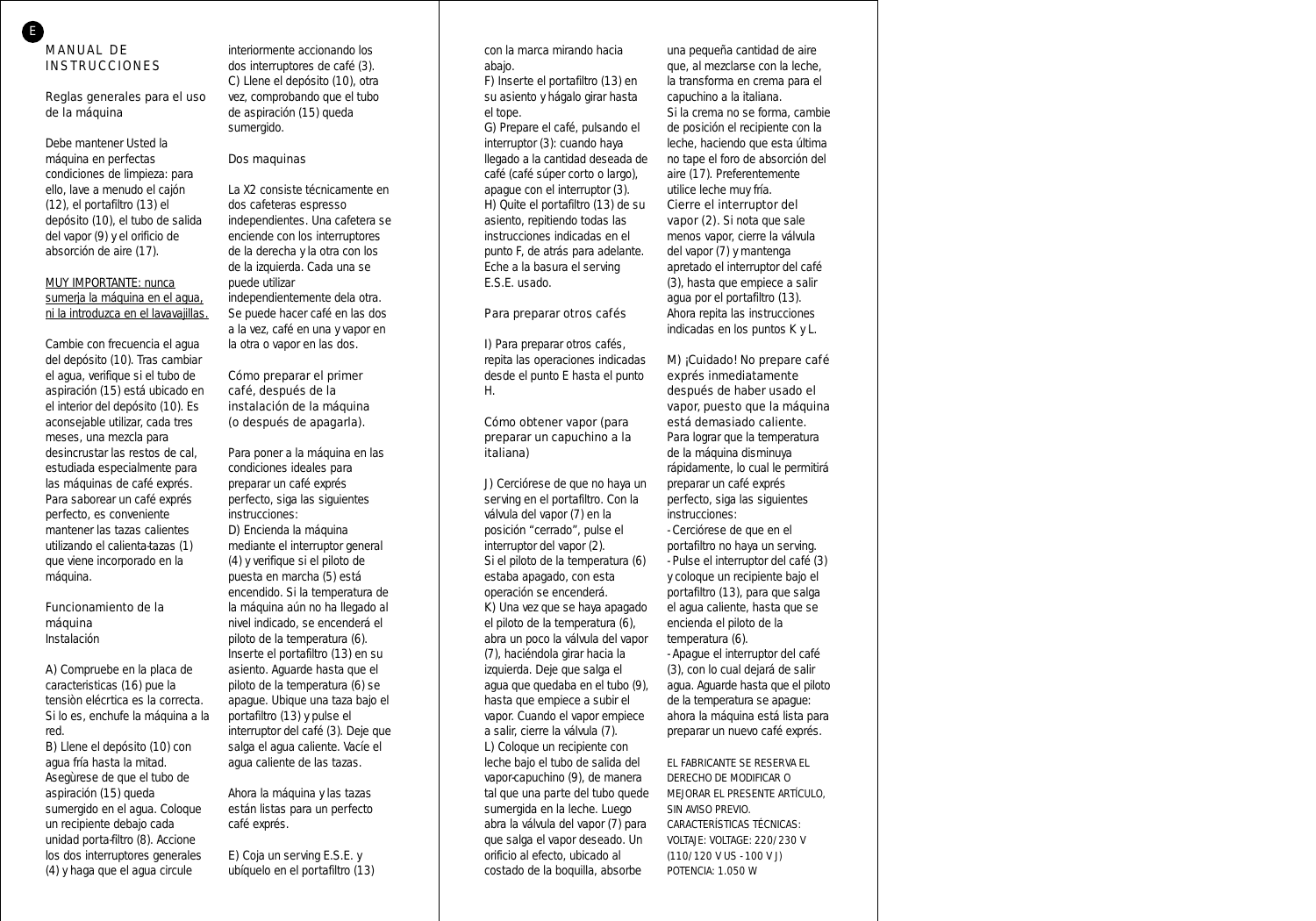# MANUAL DE INSTRUCCIONES

## Reglas generales para el uso de la máquina

Debe mantener Usted la máquina en perfectas condiciones de limpieza: para ello, lave a menudo el cajón (12), el portafiltro (13) el depósito (10), el tubo de salida del vapor (9) y el orificio de absorción de aire (17).

MUY IMPORTANTE: nunca sumerja la máquina en el agua, ni la introduzca en el lavavajillas.

Cambie con frecuencia el agua del depósito (10). Tras cambiar el agua, verifique si el tubo de aspiración (15) está ubicado en el interior del depósito (10). Es aconsejable utilizar, cada tres meses, una mezcla para desincrustar las restos de cal, estudiada especialmente para las máquinas de café exprés. Para saborear un café exprés perfecto, es conveniente mantener las tazas calientes utilizando el calienta-tazas (1) que viene incorporado en la máquina.

## Funcionamiento de la máquina
### Instalación

A) Compruebe en la placa de caracteristicas (16) pue la tensiòn elécrtica es la correcta. Si lo es, enchufe la máquina a la red.
B) Llene el depósito (10) con agua fría hasta la mitad. Asegùrese de que el tubo de aspiración (15) queda sumergido en el agua. Coloque un recipiente debajo cada unidad porta-filtro (8). Accione los dos interruptores generales (4) y haga que el agua circule interiormente accionando los dos interruptores de café (3).
C) Llene el depósito (10), otra vez, comprobando que el tubo de aspiración (15) queda sumergido.

### Dos maquinas

La X2 consiste técnicamente en dos cafeteras espresso independientes. Una cafetera se enciende con los interruptores de la derecha y la otra con los de la izquierda. Cada una se puede utilizar independientemente dela otra. Se puede hacer café en las dos a la vez, café en una y vapor en la otra o vapor en las dos.

### Cómo preparar el primer café, después de la instalación de la máquina (o después de apagarla).

Para poner a la máquina en las condiciones ideales para preparar un café exprés perfecto, siga las siguientes instrucciones:
D) Encienda la máquina mediante el interruptor general (4) y verifique si el piloto de puesta en marcha (5) está encendido. Si la temperatura de la máquina aún no ha llegado al nivel indicado, se encenderá el piloto de la temperatura (6). Inserte el portafiltro (13) en su asiento. Aguarde hasta que el piloto de la temperatura (6) se apague. Ubique una taza bajo el portafiltro (13) y pulse el interruptor del café (3). Deje que salga el agua caliente. Vacíe el agua caliente de las tazas.

Ahora la máquina y las tazas están listas para un perfecto café exprés.

E) Coja un serving E.S.E. y ubíquelo en el portafiltro (13) con la marca mirando hacia abajo.
F) Inserte el portafiltro (13) en su asiento y hágalo girar hasta el tope.
G) Prepare el café, pulsando el interruptor (3): cuando haya llegado a la cantidad deseada de café (café súper corto o largo), apague con el interruptor (3).
H) Quite el portafiltro (13) de su asiento, repitiendo todas las instrucciones indicadas en el punto F, de atrás para adelante. Eche a la basura el serving E.S.E. usado.

### Para preparar otros cafés

I) Para preparar otros cafés, repita las operaciones indicadas desde el punto E hasta el punto H.

### Cómo obtener vapor (para preparar un capuchino a la italiana)

J) Cerciórese de que no haya un serving en el portafiltro. Con la válvula del vapor (7) en la posición "cerrado", pulse el interruptor del vapor (2).
Si el piloto de la temperatura (6) estaba apagado, con esta operación se encenderá.
K) Una vez que se haya apagado el piloto de la temperatura (6), abra un poco la válvula del vapor (7), haciéndola girar hacia la izquierda. Deje que salga el agua que quedaba en el tubo (9), hasta que empiece a subir el vapor. Cuando el vapor empiece a salir, cierre la válvula (7).
L) Coloque un recipiente con leche bajo el tubo de salida del vapor-capuchino (9), de manera tal que una parte del tubo quede sumergida en la leche. Luego abra la válvula del vapor (7) para que salga el vapor deseado. Un orificio al efecto, ubicado al costado de la boquilla, absorbe una pequeña cantidad de aire que, al mezclarse con la leche, la transforma en crema para el capuchino a la italiana.
Si la crema no se forma, cambie de posición el recipiente con la leche, haciendo que esta última no tape el foro de absorción del aire (17). Preferentemente utilice leche muy fría.
Cierre el interruptor del vapor (2). Si nota que sale menos vapor, cierre la válvula del vapor (7) y mantenga apretado el interruptor del café (3), hasta que empiece a salir agua por el portafiltro (13). Ahora repita las instrucciones indicadas en los puntos K y L.

M) ¡Cuidado! No prepare café exprés inmediatamente después de haber usado el vapor, puesto que la máquina está demasiado caliente.
Para lograr que la temperatura de la máquina disminuya rápidamente, lo cual le permitirá preparar un café exprés perfecto, siga las siguientes instrucciones:
- Cerciórese de que en el portafiltro no haya un serving.
- Pulse el interruptor del café (3) y coloque un recipiente bajo el portafiltro (13), para que salga el agua caliente, hasta que se encienda el piloto de la temperatura (6).
- Apague el interruptor del café (3), con lo cual dejará de salir agua. Aguarde hasta que el piloto de la temperatura se apague: ahora la máquina está lista para preparar un nuevo café exprés.

EL FABRICANTE SE RESERVA EL DERECHO DE MODIFICAR O MEJORAR EL PRESENTE ARTÍCULO, SIN AVISO PREVIO.
CARACTERÍSTICAS TÉCNICAS:
VOLTAJE: VOLTAGE: 220/230 V (110/120 V US - 100 V J)
POTENCIA: 1.050 W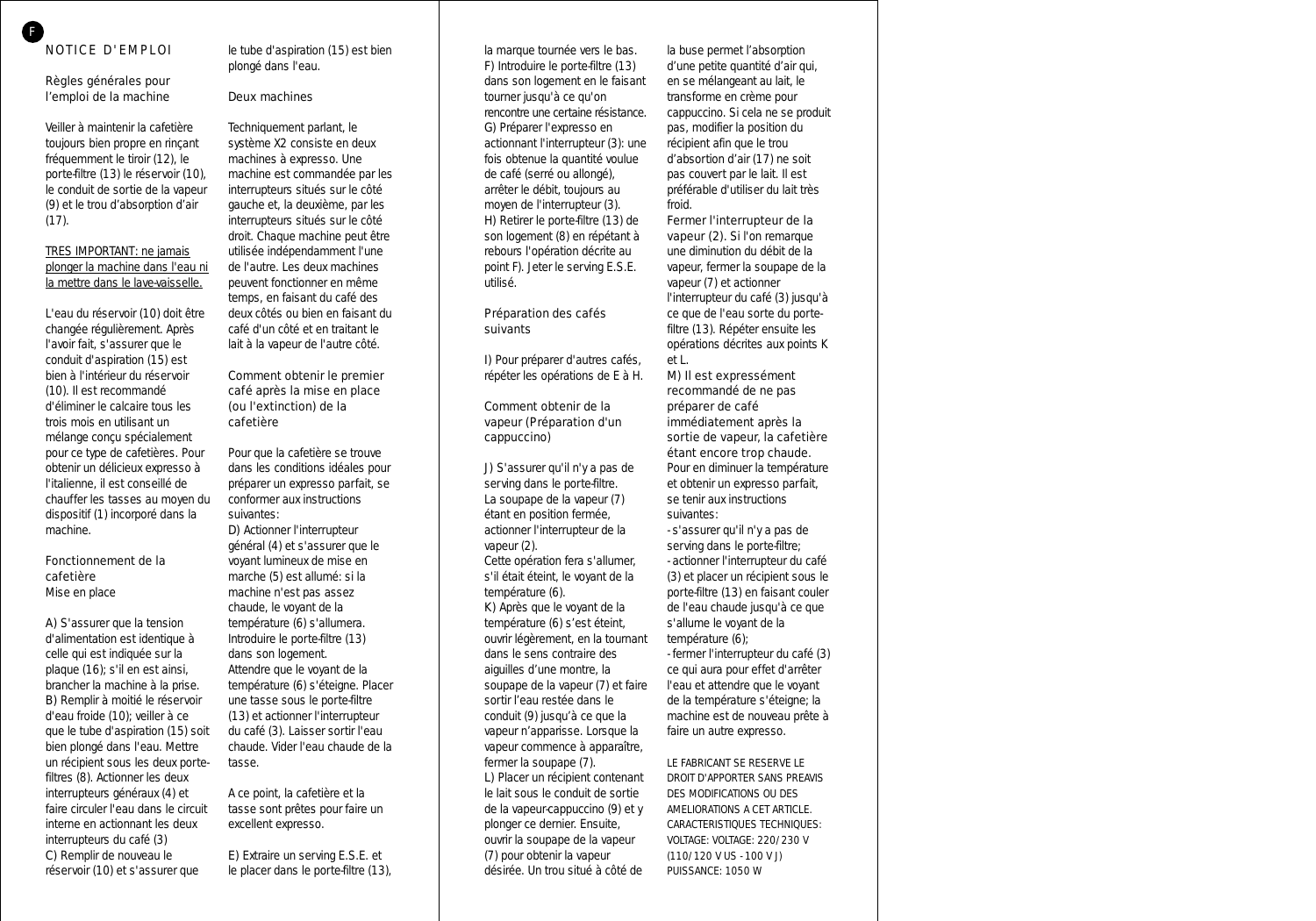# NOTICE D'EMPLOI

## Règles générales pour l'emploi de la machine

Veiller à maintenir la cafetière toujours bien propre en rinçant fréquemment le tiroir (12), le porte-filtre (13) le réservoir (10), le conduit de sortie de la vapeur (9) et le trou d'absorption d'air (17).

TRES IMPORTANT: ne jamais plonger la machine dans l'eau ni la mettre dans le lave-vaisselle.

L'eau du réservoir (10) doit être changée régulièrement. Après l'avoir fait, s'assurer que le conduit d'aspiration (15) est bien à l'intérieur du réservoir (10). Il est recommandé d'éliminer le calcaire tous les trois mois en utilisant un mélange conçu spécialement pour ce type de cafetières. Pour obtenir un délicieux expresso à l'italienne, il est conseillé de chauffer les tasses au moyen du dispositif (1) incorporé dans la machine.

## Fonctionnement de la cafetière

### Mise en place

A) S'assurer que la tension d'alimentation est identique à celle qui est indiquée sur la plaque (16); s'il en est ainsi, brancher la machine à la prise.
B) Remplir à moitié le réservoir d'eau froide (10); veiller à ce que le tube d'aspiration (15) soit bien plongé dans l'eau. Mettre un récipient sous les deux porte-filtres (8). Actionner les deux interrupteurs généraux (4) et faire circuler l'eau dans le circuit interne en actionnant les deux interrupteurs du café (3)
C) Remplir de nouveau le réservoir (10) et s'assurer que le tube d'aspiration (15) est bien plongé dans l'eau.

## Deux machines

Techniquement parlant, le système X2 consiste en deux machines à expresso. Une machine est commandée par les interrupteurs situés sur le côté gauche et, la deuxième, par les interrupteurs situés sur le côté droit. Chaque machine peut être utilisée indépendamment l'une de l'autre. Les deux machines peuvent fonctionner en même temps, en faisant du café des deux côtés ou bien en faisant du café d'un côté et en traitant le lait à la vapeur de l'autre côté.

## Comment obtenir le premier café après la mise en place (ou l'extinction) de la cafetière

Pour que la cafetière se trouve dans les conditions idéales pour préparer un expresso parfait, se conformer aux instructions suivantes:
D) Actionner l'interrupteur général (4) et s'assurer que le voyant lumineux de mise en marche (5) est allumé: si la machine n'est pas assez chaude, le voyant de la température (6) s'allumera. Introduire le porte-filtre (13) dans son logement.
Attendre que le voyant de la température (6) s'éteigne. Placer une tasse sous le porte-filtre (13) et actionner l'interrupteur du café (3). Laisser sortir l'eau chaude. Vider l'eau chaude de la tasse.

A ce point, la cafetière et la tasse sont prêtes pour faire un excellent expresso.

E) Extraire un serving E.S.E. et le placer dans le porte-filtre (13), la marque tournée vers le bas.
F) Introduire le porte-filtre (13) dans son logement en le faisant tourner jusqu'à ce qu'on rencontre une certaine résistance.
G) Préparer l'expresso en actionnant l'interrupteur (3): une fois obtenue la quantité voulue de café (serré ou allongé), arrêter le débit, toujours au moyen de l'interrupteur (3).
H) Retirer le porte-filtre (13) de son logement (8) en répétant à rebours l'opération décrite au point F). Jeter le serving E.S.E. utilisé.

## Préparation des cafés suivants

I) Pour préparer d'autres cafés, répéter les opérations de E à H.

## Comment obtenir de la vapeur (Préparation d'un cappuccino)

J) S'assurer qu'il n'y a pas de serving dans le porte-filtre.
La soupape de la vapeur (7) étant en position fermée, actionner l'interrupteur de la vapeur (2).
Cette opération fera s'allumer, s'il était éteint, le voyant de la température (6).
K) Après que le voyant de la température (6) s'est éteint, ouvrir légèrement, en la tournant dans le sens contraire des aiguilles d'une montre, la soupape de la vapeur (7) et faire sortir l'eau restée dans le conduit (9) jusqu'à ce que la vapeur n'apparisse. Lorsque la vapeur commence à apparaître, fermer la soupape (7).
L) Placer un récipient contenant le lait sous le conduit de sortie de la vapeur-cappuccino (9) et y plonger ce dernier. Ensuite, ouvrir la soupape de la vapeur (7) pour obtenir la vapeur désirée. Un trou situé à côté de la buse permet l'absorption d'une petite quantité d'air qui, en se mélangeant au lait, le transforme en crème pour cappuccino. Si cela ne se produit pas, modifier la position du récipient afin que le trou d'absortion d'air (17) ne soit pas couvert par le lait. Il est préférable d'utiliser du lait très froid.
Fermer l'interrupteur de la vapeur (2). Si l'on remarque une diminution du débit de la vapeur, fermer la soupape de la vapeur (7) et actionner l'interrupteur du café (3) jusqu'à ce que de l'eau sorte du porte-filtre (13). Répéter ensuite les opérations décrites aux points K et L.
M) Il est expressément recommandé de ne pas préparer de café immédiatement après la sortie de vapeur, la cafetière étant encore trop chaude. Pour en diminuer la température et obtenir un expresso parfait, se tenir aux instructions suivantes:
- s'assurer qu'il n'y a pas de serving dans le porte-filtre;
- actionner l'interrupteur du café (3) et placer un récipient sous le porte-filtre (13) en faisant couler de l'eau chaude jusqu'à ce que s'allume le voyant de la température (6);
- fermer l'interrupteur du café (3) ce qui aura pour effet d'arrêter l'eau et attendre que le voyant de la température s'éteigne; la machine est de nouveau prête à faire un autre expresso.

LE FABRICANT SE RESERVE LE DROIT D'APPORTER SANS PREAVIS DES MODIFICATIONS OU DES AMELIORATIONS A CET ARTICLE.
CARACTERISTIQUES TECHNIQUES:
VOLTAGE: VOLTAGE: 220/230 V (110/120 V US - 100 V J)
PUISSANCE: 1050 W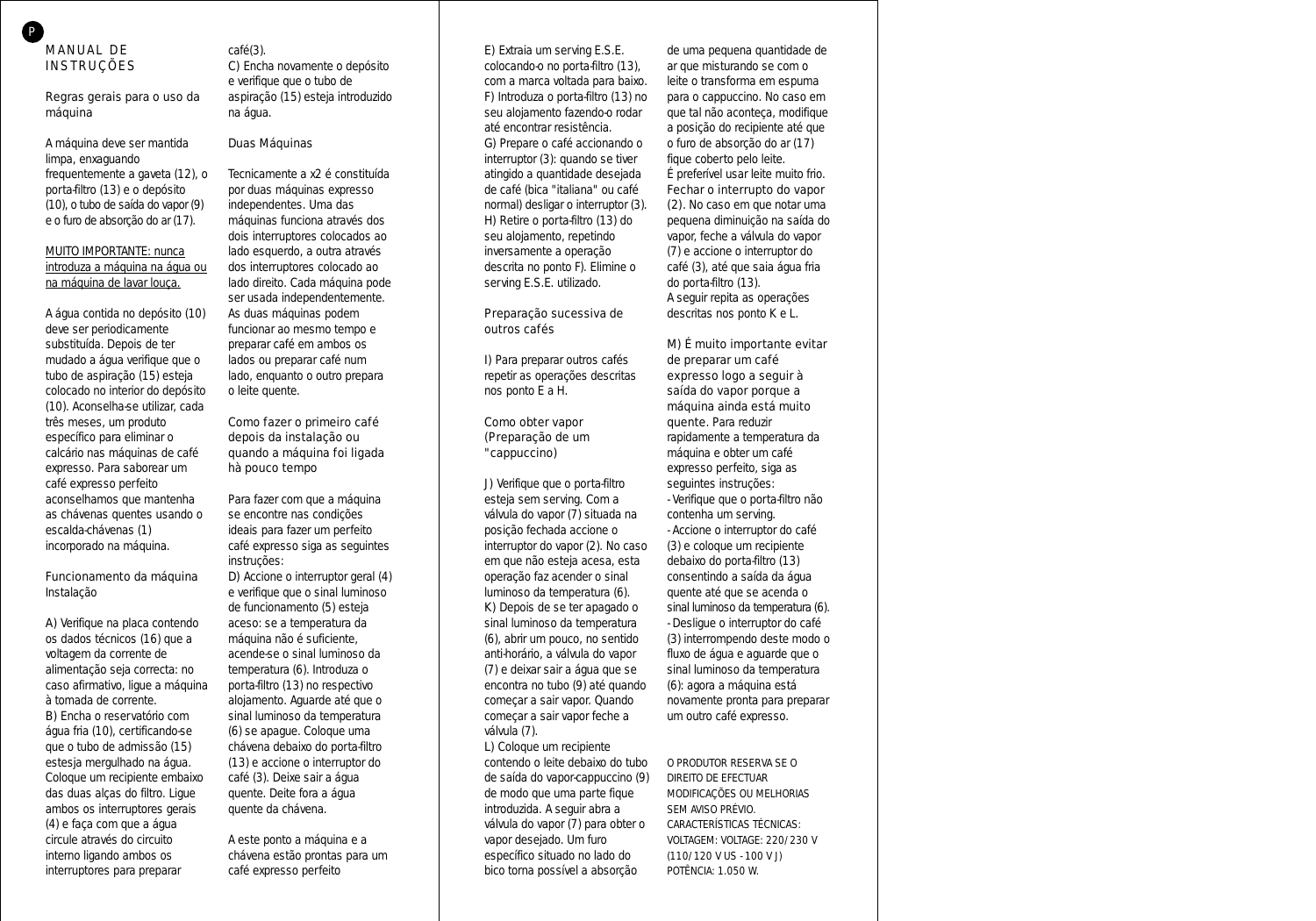# MANUAL DE INSTRUÇÕES

## Regras gerais para o uso da máquina

A máquina deve ser mantida limpa, enxaguando frequentemente a gaveta (12), o porta-filtro (13) e o depósito (10), o tubo de saída do vapor (9) e o furo de absorção do ar (17).

MUITO IMPORTANTE: nunca introduza a máquina na água ou na máquina de lavar louça.

A água contida no depósito (10) deve ser periodicamente substituída. Depois de ter mudado a água verifique que o tubo de aspiração (15) esteja colocado no interior do depósito (10). Aconselha-se utilizar, cada três meses, um produto específico para eliminar o calcário nas máquinas de café expresso. Para saborear um café expresso perfeito aconselhamos que mantenha as chávenas quentes usando o escalda-chávenas (1) incorporado na máquina.

## Funcionamento da máquina Instalação

A) Verifique na placa contendo os dados técnicos (16) que a voltagem da corrente de alimentação seja correcta: no caso afirmativo, ligue a máquina à tomada de corrente.
B) Encha o reservatório com água fria (10), certificando-se que o tubo de admissão (15) estesja mergulhado na água. Coloque um recipiente embaixo das duas alças do filtro. Ligue ambos os interruptores gerais (4) e faça com que a água circule através do circuito interno ligando ambos os interruptores para preparar café(3).
C) Encha novamente o depósito e verifique que o tubo de aspiração (15) esteja introduzido na água.

## Duas Máquinas

Tecnicamente a x2 é constituída por duas máquinas expresso independentes. Uma das máquinas funciona através dos dois interruptores colocados ao lado esquerdo, a outra através dos interruptores colocado ao lado direito. Cada máquina pode ser usada independentemente. As duas máquinas podem funcionar ao mesmo tempo e preparar café em ambos os lados ou preparar café num lado, enquanto o outro prepara o leite quente.

## Como fazer o primeiro café depois da instalação ou quando a máquina foi ligada hà pouco tempo

Para fazer com que a máquina se encontre nas condições ideais para fazer um perfeito café expresso siga as seguintes instruções:
D) Accione o interruptor geral (4) e verifique que o sinal luminoso de funcionamento (5) esteja aceso: se a temperatura da máquina não é suficiente, acende-se o sinal luminoso da temperatura (6). Introduza o porta-filtro (13) no respectivo alojamento. Aguarde até que o sinal luminoso da temperatura (6) se apague. Coloque uma chávena debaixo do porta-filtro (13) e accione o interruptor do café (3). Deixe sair a água quente. Deite fora a água quente da chávena.

A este ponto a máquina e a chávena estão prontas para um café expresso perfeito

E) Extraia um serving E.S.E. colocando-o no porta-filtro (13), com a marca voltada para baixo.
F) Introduza o porta-filtro (13) no seu alojamento fazendo-o rodar até encontrar resistência.
G) Prepare o café accionando o interruptor (3): quando se tiver atingido a quantidade desejada de café (bica "italiana" ou café normal) desligar o interruptor (3).
H) Retire o porta-filtro (13) do seu alojamento, repetindo inversamente a operação descrita no ponto F). Elimine o serving E.S.E. utilizado.

## Preparação sucessiva de outros cafés

I) Para preparar outros cafés repetir as operações descritas nos ponto E a H.

## Como obter vapor (Preparação de um "cappuccino)

J) Verifique que o porta-filtro esteja sem serving. Com a válvula do vapor (7) situada na posição fechada accione o interruptor do vapor (2). No caso em que não esteja acesa, esta operação faz acender o sinal luminoso da temperatura (6).
K) Depois de se ter apagado o sinal luminoso da temperatura (6), abrir um pouco, no sentido anti-horário, a válvula do vapor (7) e deixar sair a água que se encontra no tubo (9) até quando começar a sair vapor. Quando começar a sair vapor feche a válvula (7).
L) Coloque um recipiente contendo o leite debaixo do tubo de saída do vapor-cappuccino (9) de modo que uma parte fique introduzida. A seguir abra a válvula do vapor (7) para obter o vapor desejado. Um furo específico situado no lado do bico torna possível a absorção de uma pequena quantidade de ar que misturando se com o leite o transforma em espuma para o cappuccino. No caso em que tal não aconteça, modifique a posição do recipiente até que o furo de absorção do ar (17) fique coberto pelo leite.
É preferível usar leite muito frio.
Fechar o interrupto do vapor (2). No caso em que notar uma pequena diminuição na saída do vapor, feche a válvula do vapor (7) e accione o interruptor do café (3), até que saia água fria do porta-filtro (13).
A seguir repita as operações descritas nos ponto K e L.

M) É muito importante evitar de preparar um café expresso logo a seguir à saída do vapor porque a máquina ainda está muito quente. Para reduzir rapidamente a temperatura da máquina e obter um café expresso perfeito, siga as seguintes instruções:
- Verifique que o porta-filtro não contenha um serving.
- Accione o interruptor do café (3) e coloque um recipiente debaixo do porta-filtro (13) consentindo a saída da água quente até que se acenda o sinal luminoso da temperatura (6).
- Desligue o interruptor do café (3) interrompendo deste modo o fluxo de água e aguarde que o sinal luminoso da temperatura (6): agora a máquina está novamente pronta para preparar um outro café expresso.

O PRODUTOR RESERVA SE O DIREITO DE EFECTUAR MODIFICAÇÕES OU MELHORIAS SEM AVISO PRÉVIO.
CARACTERÍSTICAS TÉCNICAS:
VOLTAGEM: VOLTAGE: 220/230 V (110/120 V US - 100 V J)
POTÊNCIA: 1.050 W.